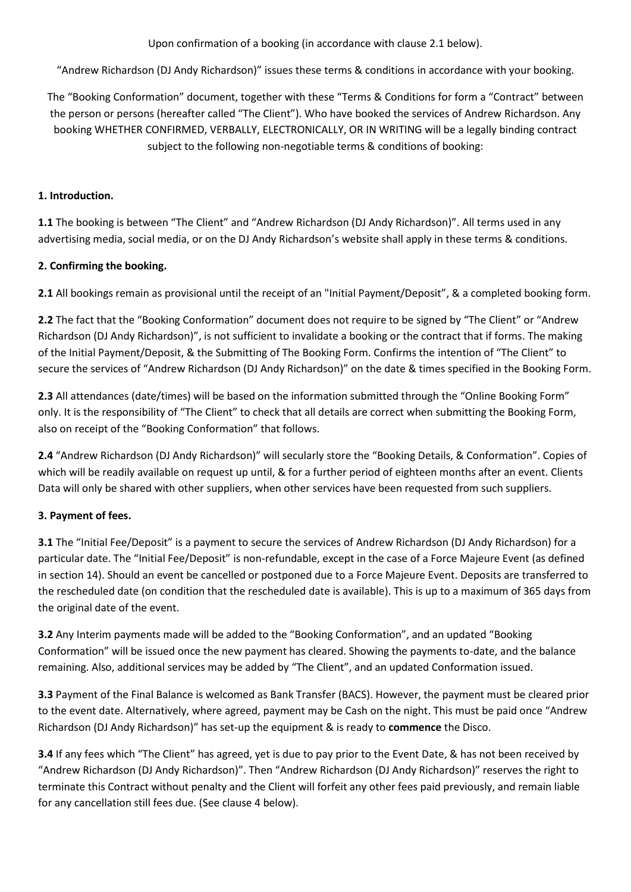Upon confirmation of a booking (in accordance with clause 2.1 below).

"Andrew Richardson (DJ Andy Richardson)" issues these terms & conditions in accordance with your booking.

The "Booking Conformation" document, together with these "Terms & Conditions for form a "Contract" between the person or persons (hereafter called "The Client"). Who have booked the services of Andrew Richardson. Any booking WHETHER CONFIRMED, VERBALLY, ELECTRONICALLY, OR IN WRITING will be a legally binding contract subject to the following non-negotiable terms & conditions of booking:

**1. Introduction.**

**1.1** The booking is between "The Client" and "Andrew Richardson (DJ Andy Richardson)". All terms used in any advertising media, social media, or on the DJ Andy Richardson's website shall apply in these terms & conditions.

**2. Confirming the booking.**

**2.1** All bookings remain as provisional until the receipt of an "Initial Payment/Deposit", & a completed booking form.

**2.2** The fact that the "Booking Conformation" document does not require to be signed by "The Client" or "Andrew Richardson (DJ Andy Richardson)", is not sufficient to invalidate a booking or the contract that if forms. The making of the Initial Payment/Deposit, & the Submitting of The Booking Form. Confirms the intention of "The Client" to secure the services of "Andrew Richardson (DJ Andy Richardson)" on the date & times specified in the Booking Form.

**2.3** All attendances (date/times) will be based on the information submitted through the "Online Booking Form" only. It is the responsibility of "The Client" to check that all details are correct when submitting the Booking Form, also on receipt of the "Booking Conformation" that follows.

**2.4** "Andrew Richardson (DJ Andy Richardson)" will secularly store the "Booking Details, & Conformation". Copies of which will be readily available on request up until, & for a further period of eighteen months after an event. Clients Data will only be shared with other suppliers, when other services have been requested from such suppliers.

**3. Payment of fees.**

**3.1** The "Initial Fee/Deposit" is a payment to secure the services of Andrew Richardson (DJ Andy Richardson) for a particular date. The "Initial Fee/Deposit" is non-refundable, except in the case of a Force Majeure Event (as defined in section 14). Should an event be cancelled or postponed due to a Force Majeure Event. Deposits are transferred to the rescheduled date (on condition that the rescheduled date is available). This is up to a maximum of 365 days from the original date of the event.

**3.2** Any Interim payments made will be added to the "Booking Conformation", and an updated "Booking Conformation" will be issued once the new payment has cleared. Showing the payments to-date, and the balance remaining. Also, additional services may be added by "The Client", and an updated Conformation issued.

**3.3** Payment of the Final Balance is welcomed as Bank Transfer (BACS). However, the payment must be cleared prior to the event date. Alternatively, where agreed, payment may be Cash on the night. This must be paid once "Andrew Richardson (DJ Andy Richardson)" has set-up the equipment & is ready to **commence** the Disco.

**3.4** If any fees which "The Client" has agreed, yet is due to pay prior to the Event Date, & has not been received by "Andrew Richardson (DJ Andy Richardson)". Then "Andrew Richardson (DJ Andy Richardson)" reserves the right to terminate this Contract without penalty and the Client will forfeit any other fees paid previously, and remain liable for any cancellation still fees due. (See clause 4 below).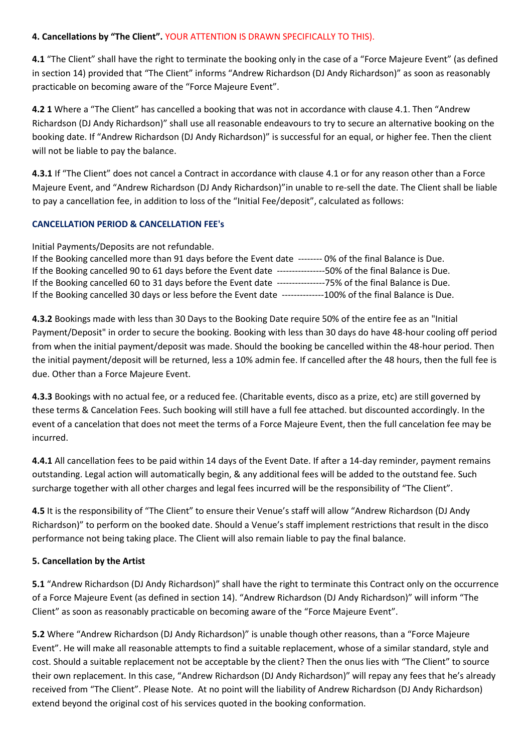**4. Cancellations by "The Client".** YOUR ATTENTION IS DRAWN SPECIFICALLY TO THIS).

**4.1** "The Client" shall have the right to terminate the booking only in the case of a "Force Majeure Event" (as defined in section 14) provided that "The Client" informs "Andrew Richardson (DJ Andy Richardson)" as soon as reasonably practicable on becoming aware of the "Force Majeure Event".

**4.2 1** Where a "The Client" has cancelled a booking that was not in accordance with clause 4.1. Then "Andrew Richardson (DJ Andy Richardson)" shall use all reasonable endeavours to try to secure an alternative booking on the booking date. If "Andrew Richardson (DJ Andy Richardson)" is successful for an equal, or higher fee. Then the client will not be liable to pay the balance.

**4.3.1** If "The Client" does not cancel a Contract in accordance with clause 4.1 or for any reason other than a Force Majeure Event, and "Andrew Richardson (DJ Andy Richardson)"in unable to re-sell the date. The Client shall be liable to pay a cancellation fee, in addition to loss of the "Initial Fee/deposit", calculated as follows:

**CANCELLATION PERIOD & CANCELLATION FEE's**

Initial Payments/Deposits are not refundable.
If the Booking cancelled more than 91 days before the Event date -------- 0% of the final Balance is Due.
If the Booking cancelled 90 to 61 days before the Event date ----------------50% of the final Balance is Due.
If the Booking cancelled 60 to 31 days before the Event date ----------------75% of the final Balance is Due.
If the Booking cancelled 30 days or less before the Event date --------------100% of the final Balance is Due.

**4.3.2** Bookings made with less than 30 Days to the Booking Date require 50% of the entire fee as an "Initial Payment/Deposit" in order to secure the booking. Booking with less than 30 days do have 48-hour cooling off period from when the initial payment/deposit was made. Should the booking be cancelled within the 48-hour period. Then the initial payment/deposit will be returned, less a 10% admin fee. If cancelled after the 48 hours, then the full fee is due. Other than a Force Majeure Event.

**4.3.3** Bookings with no actual fee, or a reduced fee. (Charitable events, disco as a prize, etc) are still governed by these terms & Cancelation Fees. Such booking will still have a full fee attached. but discounted accordingly. In the event of a cancelation that does not meet the terms of a Force Majeure Event, then the full cancelation fee may be incurred.

**4.4.1** All cancellation fees to be paid within 14 days of the Event Date. If after a 14-day reminder, payment remains outstanding. Legal action will automatically begin, & any additional fees will be added to the outstand fee. Such surcharge together with all other charges and legal fees incurred will be the responsibility of "The Client".

**4.5** It is the responsibility of "The Client" to ensure their Venue's staff will allow "Andrew Richardson (DJ Andy Richardson)" to perform on the booked date. Should a Venue's staff implement restrictions that result in the disco performance not being taking place. The Client will also remain liable to pay the final balance.

**5. Cancellation by the Artist**

**5.1** "Andrew Richardson (DJ Andy Richardson)" shall have the right to terminate this Contract only on the occurrence of a Force Majeure Event (as defined in section 14). "Andrew Richardson (DJ Andy Richardson)" will inform "The Client" as soon as reasonably practicable on becoming aware of the "Force Majeure Event".

**5.2** Where "Andrew Richardson (DJ Andy Richardson)" is unable though other reasons, than a "Force Majeure Event". He will make all reasonable attempts to find a suitable replacement, whose of a similar standard, style and cost. Should a suitable replacement not be acceptable by the client? Then the onus lies with "The Client" to source their own replacement. In this case, "Andrew Richardson (DJ Andy Richardson)" will repay any fees that he's already received from "The Client". Please Note. At no point will the liability of Andrew Richardson (DJ Andy Richardson) extend beyond the original cost of his services quoted in the booking conformation.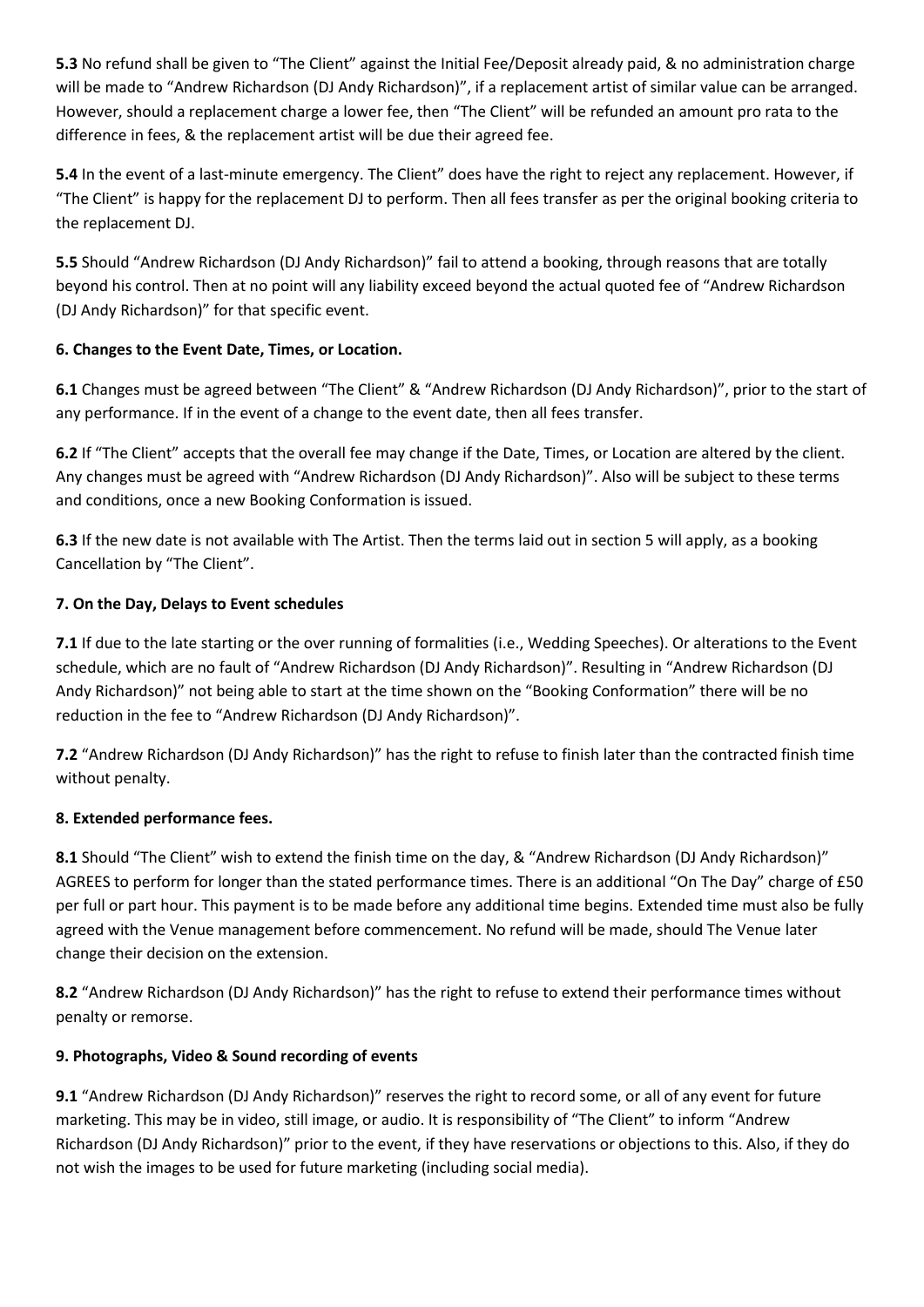**5.3** No refund shall be given to "The Client" against the Initial Fee/Deposit already paid, & no administration charge will be made to "Andrew Richardson (DJ Andy Richardson)", if a replacement artist of similar value can be arranged. However, should a replacement charge a lower fee, then "The Client" will be refunded an amount pro rata to the difference in fees, & the replacement artist will be due their agreed fee.

**5.4** In the event of a last-minute emergency. The Client" does have the right to reject any replacement. However, if "The Client" is happy for the replacement DJ to perform. Then all fees transfer as per the original booking criteria to the replacement DJ.

**5.5** Should "Andrew Richardson (DJ Andy Richardson)" fail to attend a booking, through reasons that are totally beyond his control. Then at no point will any liability exceed beyond the actual quoted fee of "Andrew Richardson (DJ Andy Richardson)" for that specific event.

**6. Changes to the Event Date, Times, or Location.**

**6.1** Changes must be agreed between "The Client" & "Andrew Richardson (DJ Andy Richardson)", prior to the start of any performance. If in the event of a change to the event date, then all fees transfer.

**6.2** If "The Client" accepts that the overall fee may change if the Date, Times, or Location are altered by the client. Any changes must be agreed with "Andrew Richardson (DJ Andy Richardson)". Also will be subject to these terms and conditions, once a new Booking Conformation is issued.

**6.3** If the new date is not available with The Artist. Then the terms laid out in section 5 will apply, as a booking Cancellation by "The Client".

**7. On the Day, Delays to Event schedules**

**7.1** If due to the late starting or the over running of formalities (i.e., Wedding Speeches). Or alterations to the Event schedule, which are no fault of "Andrew Richardson (DJ Andy Richardson)". Resulting in "Andrew Richardson (DJ Andy Richardson)" not being able to start at the time shown on the "Booking Conformation" there will be no reduction in the fee to "Andrew Richardson (DJ Andy Richardson)".

**7.2** "Andrew Richardson (DJ Andy Richardson)" has the right to refuse to finish later than the contracted finish time without penalty.

**8. Extended performance fees.**

**8.1** Should "The Client" wish to extend the finish time on the day, & "Andrew Richardson (DJ Andy Richardson)" AGREES to perform for longer than the stated performance times. There is an additional "On The Day" charge of £50 per full or part hour. This payment is to be made before any additional time begins. Extended time must also be fully agreed with the Venue management before commencement. No refund will be made, should The Venue later change their decision on the extension.

**8.2** "Andrew Richardson (DJ Andy Richardson)" has the right to refuse to extend their performance times without penalty or remorse.

**9. Photographs, Video & Sound recording of events**

**9.1** "Andrew Richardson (DJ Andy Richardson)" reserves the right to record some, or all of any event for future marketing. This may be in video, still image, or audio. It is responsibility of "The Client" to inform "Andrew Richardson (DJ Andy Richardson)" prior to the event, if they have reservations or objections to this. Also, if they do not wish the images to be used for future marketing (including social media).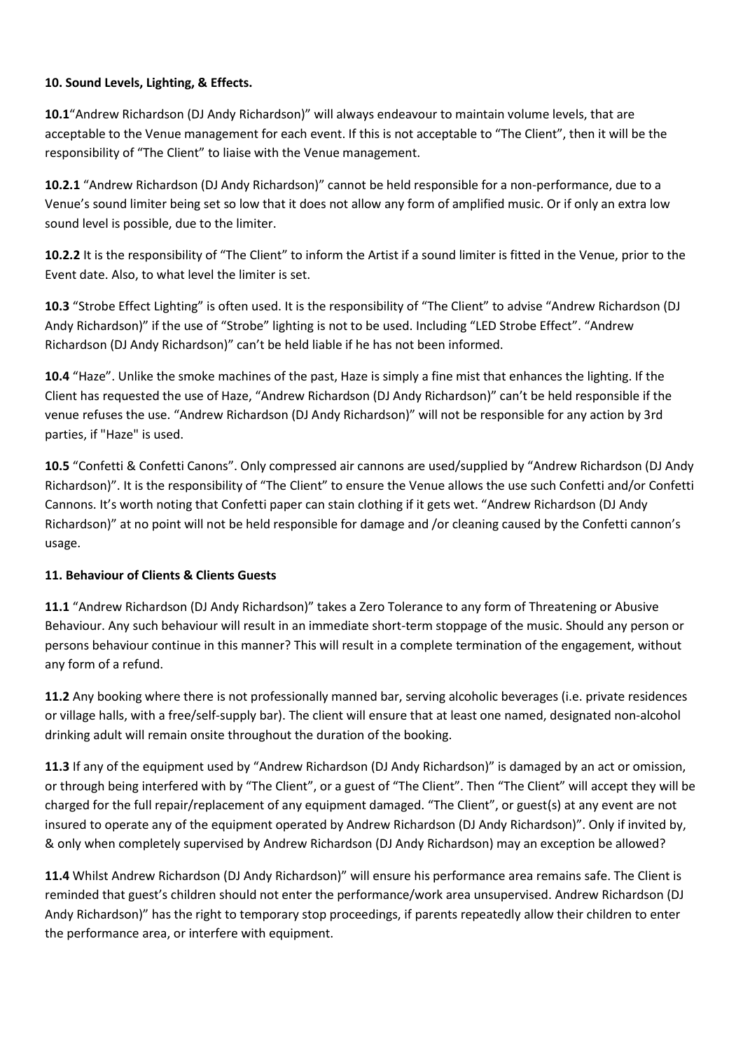**10. Sound Levels, Lighting, & Effects.**

**10.1**"Andrew Richardson (DJ Andy Richardson)" will always endeavour to maintain volume levels, that are acceptable to the Venue management for each event. If this is not acceptable to "The Client", then it will be the responsibility of "The Client" to liaise with the Venue management.

**10.2.1** "Andrew Richardson (DJ Andy Richardson)" cannot be held responsible for a non-performance, due to a Venue's sound limiter being set so low that it does not allow any form of amplified music. Or if only an extra low sound level is possible, due to the limiter.

**10.2.2** It is the responsibility of "The Client" to inform the Artist if a sound limiter is fitted in the Venue, prior to the Event date. Also, to what level the limiter is set.

**10.3** "Strobe Effect Lighting" is often used. It is the responsibility of "The Client" to advise "Andrew Richardson (DJ Andy Richardson)" if the use of "Strobe" lighting is not to be used. Including "LED Strobe Effect". "Andrew Richardson (DJ Andy Richardson)" can't be held liable if he has not been informed.

**10.4** "Haze". Unlike the smoke machines of the past, Haze is simply a fine mist that enhances the lighting. If the Client has requested the use of Haze, "Andrew Richardson (DJ Andy Richardson)" can't be held responsible if the venue refuses the use. "Andrew Richardson (DJ Andy Richardson)" will not be responsible for any action by 3rd parties, if "Haze" is used.

**10.5** "Confetti & Confetti Canons". Only compressed air cannons are used/supplied by "Andrew Richardson (DJ Andy Richardson)". It is the responsibility of "The Client" to ensure the Venue allows the use such Confetti and/or Confetti Cannons. It's worth noting that Confetti paper can stain clothing if it gets wet. "Andrew Richardson (DJ Andy Richardson)" at no point will not be held responsible for damage and /or cleaning caused by the Confetti cannon's usage.

**11. Behaviour of Clients & Clients Guests**

**11.1** "Andrew Richardson (DJ Andy Richardson)" takes a Zero Tolerance to any form of Threatening or Abusive Behaviour. Any such behaviour will result in an immediate short-term stoppage of the music. Should any person or persons behaviour continue in this manner? This will result in a complete termination of the engagement, without any form of a refund.

**11.2** Any booking where there is not professionally manned bar, serving alcoholic beverages (i.e. private residences or village halls, with a free/self-supply bar). The client will ensure that at least one named, designated non-alcohol drinking adult will remain onsite throughout the duration of the booking.

**11.3** If any of the equipment used by "Andrew Richardson (DJ Andy Richardson)" is damaged by an act or omission, or through being interfered with by "The Client", or a guest of "The Client". Then "The Client" will accept they will be charged for the full repair/replacement of any equipment damaged. "The Client", or guest(s) at any event are not insured to operate any of the equipment operated by Andrew Richardson (DJ Andy Richardson)". Only if invited by, & only when completely supervised by Andrew Richardson (DJ Andy Richardson) may an exception be allowed?

**11.4** Whilst Andrew Richardson (DJ Andy Richardson)" will ensure his performance area remains safe. The Client is reminded that guest's children should not enter the performance/work area unsupervised. Andrew Richardson (DJ Andy Richardson)" has the right to temporary stop proceedings, if parents repeatedly allow their children to enter the performance area, or interfere with equipment.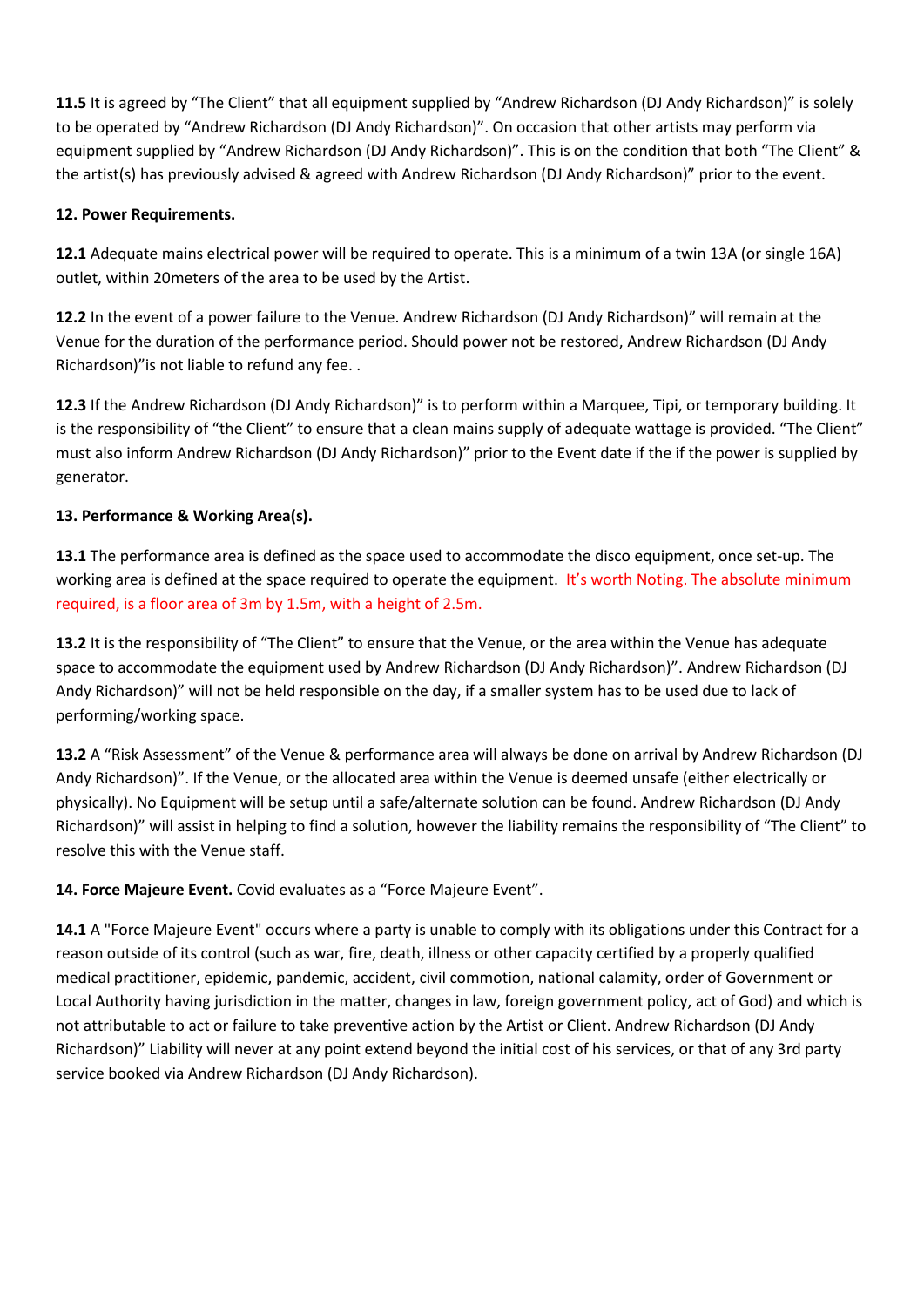**11.5** It is agreed by "The Client" that all equipment supplied by "Andrew Richardson (DJ Andy Richardson)" is solely to be operated by "Andrew Richardson (DJ Andy Richardson)". On occasion that other artists may perform via equipment supplied by "Andrew Richardson (DJ Andy Richardson)". This is on the condition that both "The Client" & the artist(s) has previously advised & agreed with Andrew Richardson (DJ Andy Richardson)" prior to the event.

**12. Power Requirements.**

**12.1** Adequate mains electrical power will be required to operate. This is a minimum of a twin 13A (or single 16A) outlet, within 20meters of the area to be used by the Artist.

**12.2** In the event of a power failure to the Venue. Andrew Richardson (DJ Andy Richardson)" will remain at the Venue for the duration of the performance period. Should power not be restored, Andrew Richardson (DJ Andy Richardson)"is not liable to refund any fee. .

**12.3** If the Andrew Richardson (DJ Andy Richardson)" is to perform within a Marquee, Tipi, or temporary building. It is the responsibility of "the Client" to ensure that a clean mains supply of adequate wattage is provided. "The Client" must also inform Andrew Richardson (DJ Andy Richardson)" prior to the Event date if the if the power is supplied by generator.

**13. Performance & Working Area(s).**

**13.1** The performance area is defined as the space used to accommodate the disco equipment, once set-up. The working area is defined at the space required to operate the equipment. It's worth Noting. The absolute minimum required, is a floor area of 3m by 1.5m, with a height of 2.5m.

**13.2** It is the responsibility of "The Client" to ensure that the Venue, or the area within the Venue has adequate space to accommodate the equipment used by Andrew Richardson (DJ Andy Richardson)". Andrew Richardson (DJ Andy Richardson)" will not be held responsible on the day, if a smaller system has to be used due to lack of performing/working space.

**13.2** A "Risk Assessment" of the Venue & performance area will always be done on arrival by Andrew Richardson (DJ Andy Richardson)". If the Venue, or the allocated area within the Venue is deemed unsafe (either electrically or physically). No Equipment will be setup until a safe/alternate solution can be found. Andrew Richardson (DJ Andy Richardson)" will assist in helping to find a solution, however the liability remains the responsibility of "The Client" to resolve this with the Venue staff.

**14. Force Majeure Event.** Covid evaluates as a "Force Majeure Event".

**14.1** A "Force Majeure Event" occurs where a party is unable to comply with its obligations under this Contract for a reason outside of its control (such as war, fire, death, illness or other capacity certified by a properly qualified medical practitioner, epidemic, pandemic, accident, civil commotion, national calamity, order of Government or Local Authority having jurisdiction in the matter, changes in law, foreign government policy, act of God) and which is not attributable to act or failure to take preventive action by the Artist or Client. Andrew Richardson (DJ Andy Richardson)" Liability will never at any point extend beyond the initial cost of his services, or that of any 3rd party service booked via Andrew Richardson (DJ Andy Richardson).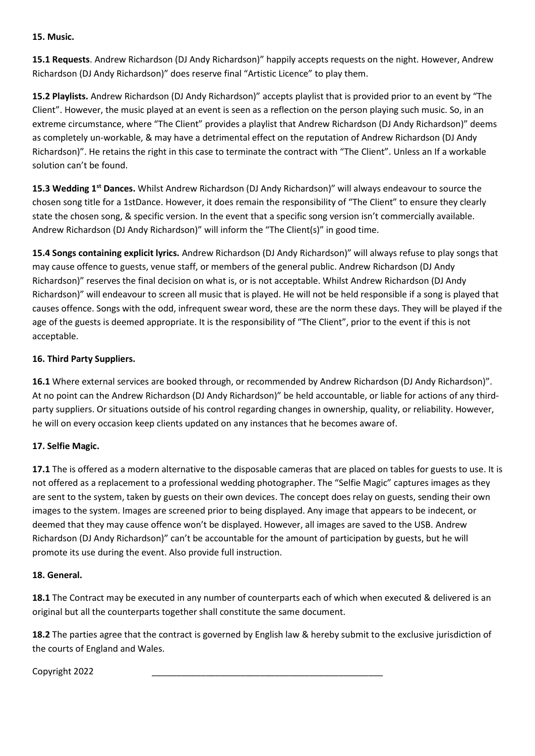**15. Music.**

**15.1 Requests**. Andrew Richardson (DJ Andy Richardson)" happily accepts requests on the night. However, Andrew Richardson (DJ Andy Richardson)" does reserve final "Artistic Licence" to play them.

**15.2 Playlists.** Andrew Richardson (DJ Andy Richardson)" accepts playlist that is provided prior to an event by "The Client". However, the music played at an event is seen as a reflection on the person playing such music. So, in an extreme circumstance, where "The Client" provides a playlist that Andrew Richardson (DJ Andy Richardson)" deems as completely un-workable, & may have a detrimental effect on the reputation of Andrew Richardson (DJ Andy Richardson)". He retains the right in this case to terminate the contract with "The Client". Unless an If a workable solution can't be found.

**15.3 Wedding 1st Dances.** Whilst Andrew Richardson (DJ Andy Richardson)" will always endeavour to source the chosen song title for a 1stDance. However, it does remain the responsibility of "The Client" to ensure they clearly state the chosen song, & specific version. In the event that a specific song version isn't commercially available. Andrew Richardson (DJ Andy Richardson)" will inform the "The Client(s)" in good time.

**15.4 Songs containing explicit lyrics.** Andrew Richardson (DJ Andy Richardson)" will always refuse to play songs that may cause offence to guests, venue staff, or members of the general public. Andrew Richardson (DJ Andy Richardson)" reserves the final decision on what is, or is not acceptable. Whilst Andrew Richardson (DJ Andy Richardson)" will endeavour to screen all music that is played. He will not be held responsible if a song is played that causes offence. Songs with the odd, infrequent swear word, these are the norm these days. They will be played if the age of the guests is deemed appropriate. It is the responsibility of "The Client", prior to the event if this is not acceptable.

**16. Third Party Suppliers.**

**16.1** Where external services are booked through, or recommended by Andrew Richardson (DJ Andy Richardson)". At no point can the Andrew Richardson (DJ Andy Richardson)" be held accountable, or liable for actions of any third-party suppliers. Or situations outside of his control regarding changes in ownership, quality, or reliability. However, he will on every occasion keep clients updated on any instances that he becomes aware of.

**17. Selfie Magic.**

**17.1** The is offered as a modern alternative to the disposable cameras that are placed on tables for guests to use. It is not offered as a replacement to a professional wedding photographer. The "Selfie Magic" captures images as they are sent to the system, taken by guests on their own devices. The concept does relay on guests, sending their own images to the system. Images are screened prior to being displayed. Any image that appears to be indecent, or deemed that they may cause offence won't be displayed. However, all images are saved to the USB. Andrew Richardson (DJ Andy Richardson)" can't be accountable for the amount of participation by guests, but he will promote its use during the event. Also provide full instruction.

**18. General.**

**18.1** The Contract may be executed in any number of counterparts each of which when executed & delivered is an original but all the counterparts together shall constitute the same document.

**18.2** The parties agree that the contract is governed by English law & hereby submit to the exclusive jurisdiction of the courts of England and Wales.

Copyright 2022 _______________________________________________